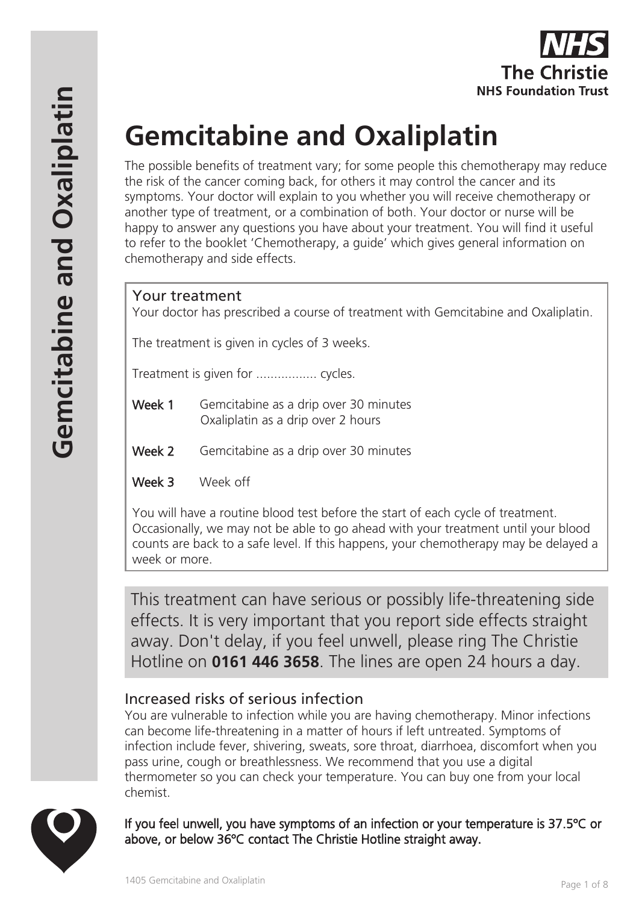# Gemcitabine and Oxaliplatin

The possible benefits of treatment vary; for some people this chemotherapy may reduce the risk of the cancer coming back, for others it may control the cancer and its symptoms. Your doctor will explain to you whether you will receive chemotherapy or another type of treatment, or a combination of both. Your doctor or nurse will be happy to answer any questions you have about your treatment. You will find it useful to refer to the booklet 'Chemotherapy, a guide' which gives general information on chemotherapy and side effects.

## Your treatment

Your doctor has prescribed a course of treatment with Gemcitabine and Oxaliplatin.

The treatment is given in cycles of 3 weeks.

Treatment is given for ................. cycles.

**Week 1** Gemcitabine as a drip over 30 minutes
Oxaliplatin as a drip over 2 hours

**Week 2** Gemcitabine as a drip over 30 minutes

**Week 3** Week off

You will have a routine blood test before the start of each cycle of treatment. Occasionally, we may not be able to go ahead with your treatment until your blood counts are back to a safe level. If this happens, your chemotherapy may be delayed a week or more.

This treatment can have serious or possibly life-threatening side effects. It is very important that you report side effects straight away. Don't delay, if you feel unwell, please ring The Christie Hotline on **0161 446 3658**. The lines are open 24 hours a day.

## Increased risks of serious infection

You are vulnerable to infection while you are having chemotherapy. Minor infections can become life-threatening in a matter of hours if left untreated. Symptoms of infection include fever, shivering, sweats, sore throat, diarrhoea, discomfort when you pass urine, cough or breathlessness. We recommend that you use a digital thermometer so you can check your temperature. You can buy one from your local chemist.

**If you feel unwell, you have symptoms of an infection or your temperature is 37.5°C or above, or below 36°C contact The Christie Hotline straight away.**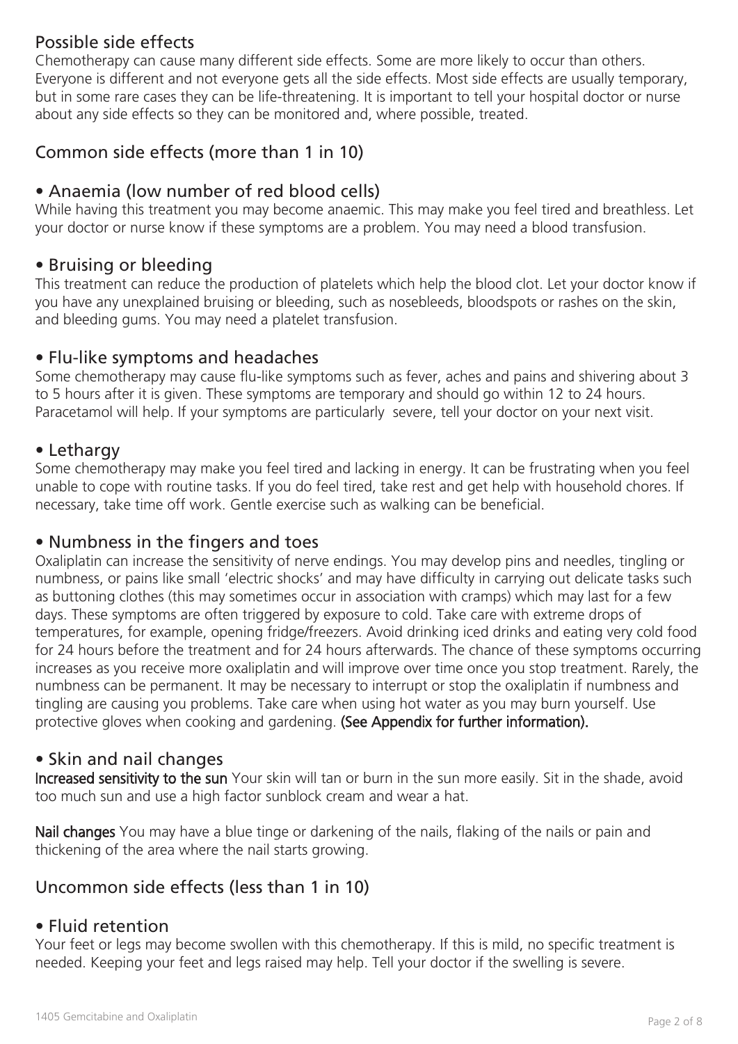## Possible side effects

Chemotherapy can cause many different side effects. Some are more likely to occur than others. Everyone is different and not everyone gets all the side effects. Most side effects are usually temporary, but in some rare cases they can be life-threatening. It is important to tell your hospital doctor or nurse about any side effects so they can be monitored and, where possible, treated.

## Common side effects (more than 1 in 10)

### • Anaemia (low number of red blood cells)

While having this treatment you may become anaemic. This may make you feel tired and breathless. Let your doctor or nurse know if these symptoms are a problem. You may need a blood transfusion.

### • Bruising or bleeding

This treatment can reduce the production of platelets which help the blood clot. Let your doctor know if you have any unexplained bruising or bleeding, such as nosebleeds, bloodspots or rashes on the skin, and bleeding gums. You may need a platelet transfusion.

### • Flu-like symptoms and headaches

Some chemotherapy may cause flu-like symptoms such as fever, aches and pains and shivering about 3 to 5 hours after it is given. These symptoms are temporary and should go within 12 to 24 hours. Paracetamol will help. If your symptoms are particularly severe, tell your doctor on your next visit.

### • Lethargy

Some chemotherapy may make you feel tired and lacking in energy. It can be frustrating when you feel unable to cope with routine tasks. If you do feel tired, take rest and get help with household chores. If necessary, take time off work. Gentle exercise such as walking can be beneficial.

### • Numbness in the fingers and toes

Oxaliplatin can increase the sensitivity of nerve endings. You may develop pins and needles, tingling or numbness, or pains like small 'electric shocks' and may have difficulty in carrying out delicate tasks such as buttoning clothes (this may sometimes occur in association with cramps) which may last for a few days. These symptoms are often triggered by exposure to cold. Take care with extreme drops of temperatures, for example, opening fridge/freezers. Avoid drinking iced drinks and eating very cold food for 24 hours before the treatment and for 24 hours afterwards. The chance of these symptoms occurring increases as you receive more oxaliplatin and will improve over time once you stop treatment. Rarely, the numbness can be permanent. It may be necessary to interrupt or stop the oxaliplatin if numbness and tingling are causing you problems. Take care when using hot water as you may burn yourself. Use protective gloves when cooking and gardening. **(See Appendix for further information).**

### • Skin and nail changes

**Increased sensitivity to the sun** Your skin will tan or burn in the sun more easily. Sit in the shade, avoid too much sun and use a high factor sunblock cream and wear a hat.

**Nail changes** You may have a blue tinge or darkening of the nails, flaking of the nails or pain and thickening of the area where the nail starts growing.

## Uncommon side effects (less than 1 in 10)

### • Fluid retention

Your feet or legs may become swollen with this chemotherapy. If this is mild, no specific treatment is needed. Keeping your feet and legs raised may help. Tell your doctor if the swelling is severe.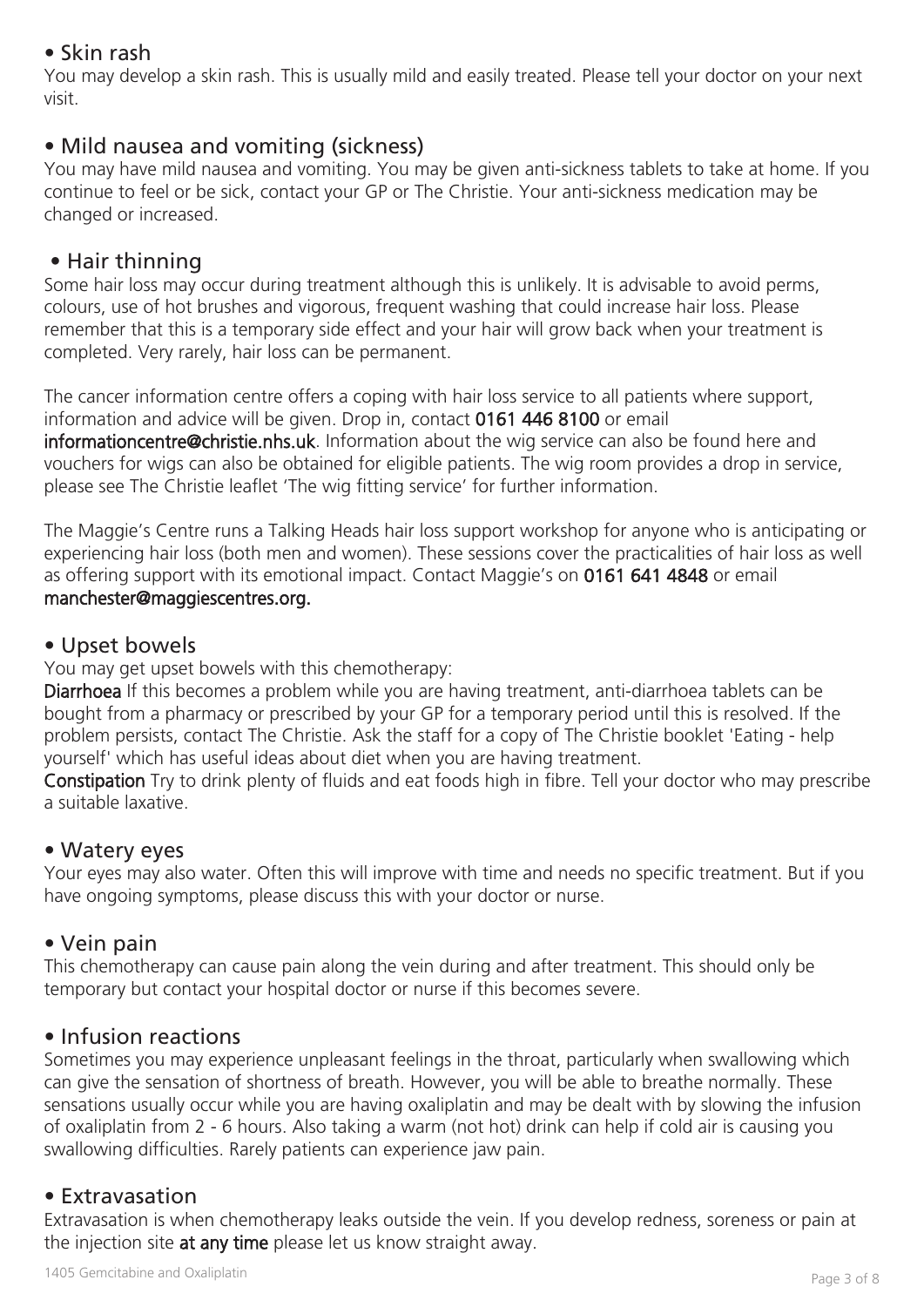## • Skin rash

You may develop a skin rash. This is usually mild and easily treated. Please tell your doctor on your next visit.

## • Mild nausea and vomiting (sickness)

You may have mild nausea and vomiting. You may be given anti-sickness tablets to take at home. If you continue to feel or be sick, contact your GP or The Christie. Your anti-sickness medication may be changed or increased.

## • Hair thinning

Some hair loss may occur during treatment although this is unlikely. It is advisable to avoid perms, colours, use of hot brushes and vigorous, frequent washing that could increase hair loss. Please remember that this is a temporary side effect and your hair will grow back when your treatment is completed. Very rarely, hair loss can be permanent.

The cancer information centre offers a coping with hair loss service to all patients where support, information and advice will be given. Drop in, contact **0161 446 8100** or email **informationcentre@christie.nhs.uk**. Information about the wig service can also be found here and vouchers for wigs can also be obtained for eligible patients. The wig room provides a drop in service, please see The Christie leaflet 'The wig fitting service' for further information.

The Maggie's Centre runs a Talking Heads hair loss support workshop for anyone who is anticipating or experiencing hair loss (both men and women). These sessions cover the practicalities of hair loss as well as offering support with its emotional impact. Contact Maggie's on **0161 641 4848** or email **manchester@maggiescentres.org.**

## • Upset bowels

You may get upset bowels with this chemotherapy:

**Diarrhoea** If this becomes a problem while you are having treatment, anti-diarrhoea tablets can be bought from a pharmacy or prescribed by your GP for a temporary period until this is resolved. If the problem persists, contact The Christie. Ask the staff for a copy of The Christie booklet 'Eating - help yourself' which has useful ideas about diet when you are having treatment.

**Constipation** Try to drink plenty of fluids and eat foods high in fibre. Tell your doctor who may prescribe a suitable laxative.

## • Watery eyes

Your eyes may also water. Often this will improve with time and needs no specific treatment. But if you have ongoing symptoms, please discuss this with your doctor or nurse.

## • Vein pain

This chemotherapy can cause pain along the vein during and after treatment. This should only be temporary but contact your hospital doctor or nurse if this becomes severe.

## • Infusion reactions

Sometimes you may experience unpleasant feelings in the throat, particularly when swallowing which can give the sensation of shortness of breath. However, you will be able to breathe normally. These sensations usually occur while you are having oxaliplatin and may be dealt with by slowing the infusion of oxaliplatin from 2 - 6 hours. Also taking a warm (not hot) drink can help if cold air is causing you swallowing difficulties. Rarely patients can experience jaw pain.

## • Extravasation

Extravasation is when chemotherapy leaks outside the vein. If you develop redness, soreness or pain at the injection site **at any time** please let us know straight away.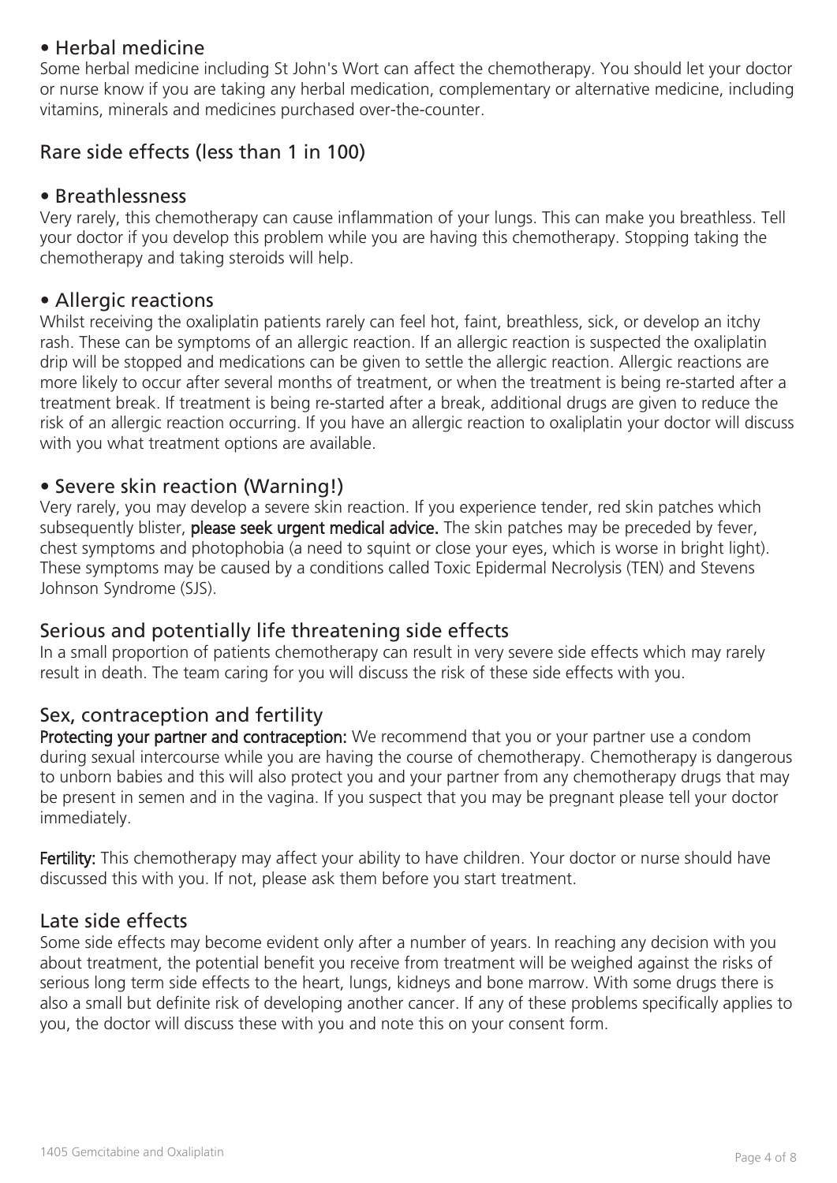### • Herbal medicine

Some herbal medicine including St John's Wort can affect the chemotherapy. You should let your doctor or nurse know if you are taking any herbal medication, complementary or alternative medicine, including vitamins, minerals and medicines purchased over-the-counter.

## Rare side effects (less than 1 in 100)

### • Breathlessness

Very rarely, this chemotherapy can cause inflammation of your lungs. This can make you breathless. Tell your doctor if you develop this problem while you are having this chemotherapy. Stopping taking the chemotherapy and taking steroids will help.

### • Allergic reactions

Whilst receiving the oxaliplatin patients rarely can feel hot, faint, breathless, sick, or develop an itchy rash. These can be symptoms of an allergic reaction. If an allergic reaction is suspected the oxaliplatin drip will be stopped and medications can be given to settle the allergic reaction. Allergic reactions are more likely to occur after several months of treatment, or when the treatment is being re-started after a treatment break. If treatment is being re-started after a break, additional drugs are given to reduce the risk of an allergic reaction occurring. If you have an allergic reaction to oxaliplatin your doctor will discuss with you what treatment options are available.

### • Severe skin reaction (Warning!)

Very rarely, you may develop a severe skin reaction. If you experience tender, red skin patches which subsequently blister, **please seek urgent medical advice.** The skin patches may be preceded by fever, chest symptoms and photophobia (a need to squint or close your eyes, which is worse in bright light). These symptoms may be caused by a conditions called Toxic Epidermal Necrolysis (TEN) and Stevens Johnson Syndrome (SJS).

## Serious and potentially life threatening side effects

In a small proportion of patients chemotherapy can result in very severe side effects which may rarely result in death. The team caring for you will discuss the risk of these side effects with you.

## Sex, contraception and fertility

**Protecting your partner and contraception:** We recommend that you or your partner use a condom during sexual intercourse while you are having the course of chemotherapy. Chemotherapy is dangerous to unborn babies and this will also protect you and your partner from any chemotherapy drugs that may be present in semen and in the vagina. If you suspect that you may be pregnant please tell your doctor immediately.

**Fertility:** This chemotherapy may affect your ability to have children. Your doctor or nurse should have discussed this with you. If not, please ask them before you start treatment.

## Late side effects

Some side effects may become evident only after a number of years. In reaching any decision with you about treatment, the potential benefit you receive from treatment will be weighed against the risks of serious long term side effects to the heart, lungs, kidneys and bone marrow. With some drugs there is also a small but definite risk of developing another cancer. If any of these problems specifically applies to you, the doctor will discuss these with you and note this on your consent form.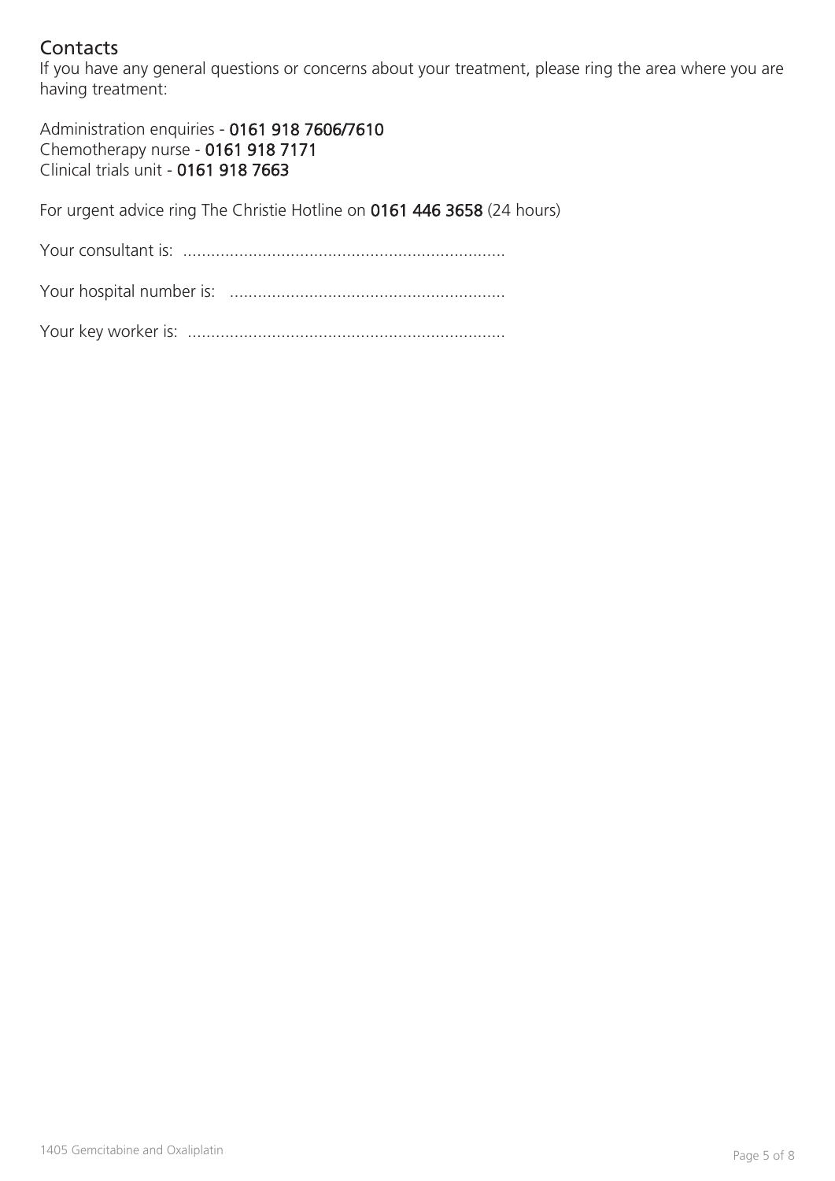## Contacts

If you have any general questions or concerns about your treatment, please ring the area where you are having treatment:

Administration enquiries - **0161 918 7606/7610**
Chemotherapy nurse - **0161 918 7171**
Clinical trials unit - **0161 918 7663**

For urgent advice ring The Christie Hotline on **0161 446 3658** (24 hours)

Your consultant is: .....................................................................

Your hospital number is: ...........................................................

Your key worker is: ....................................................................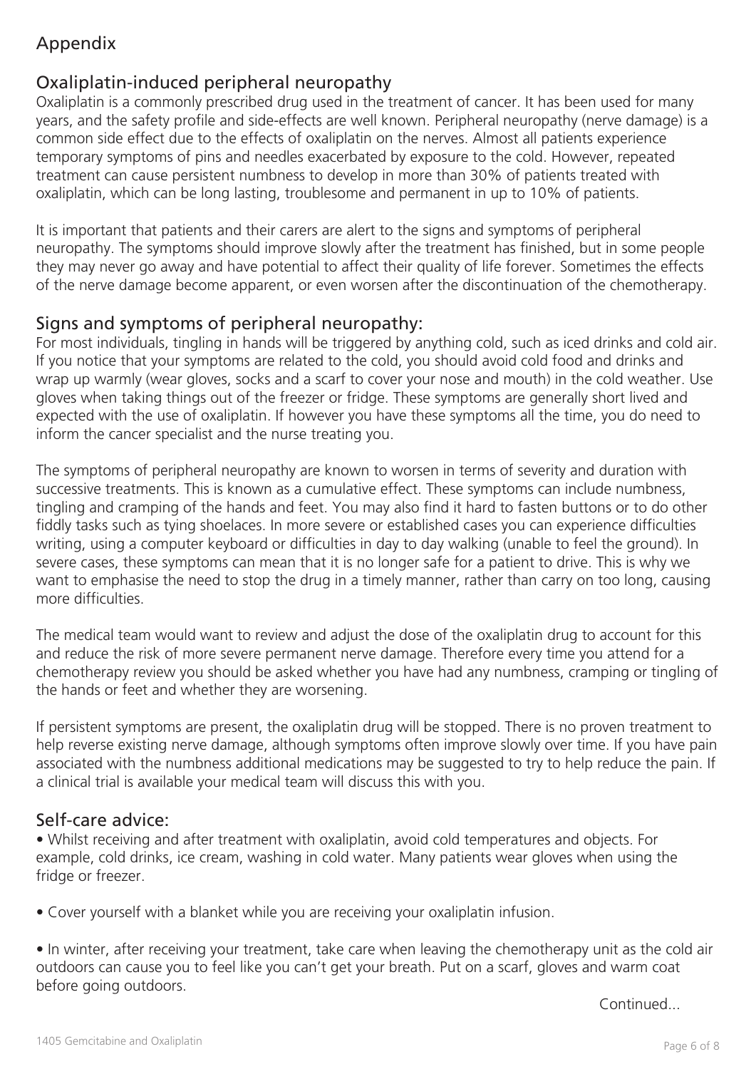# Appendix

## Oxaliplatin-induced peripheral neuropathy

Oxaliplatin is a commonly prescribed drug used in the treatment of cancer. It has been used for many years, and the safety profile and side-effects are well known. Peripheral neuropathy (nerve damage) is a common side effect due to the effects of oxaliplatin on the nerves. Almost all patients experience temporary symptoms of pins and needles exacerbated by exposure to the cold. However, repeated treatment can cause persistent numbness to develop in more than 30% of patients treated with oxaliplatin, which can be long lasting, troublesome and permanent in up to 10% of patients.

It is important that patients and their carers are alert to the signs and symptoms of peripheral neuropathy. The symptoms should improve slowly after the treatment has finished, but in some people they may never go away and have potential to affect their quality of life forever. Sometimes the effects of the nerve damage become apparent, or even worsen after the discontinuation of the chemotherapy.

## Signs and symptoms of peripheral neuropathy:

For most individuals, tingling in hands will be triggered by anything cold, such as iced drinks and cold air. If you notice that your symptoms are related to the cold, you should avoid cold food and drinks and wrap up warmly (wear gloves, socks and a scarf to cover your nose and mouth) in the cold weather. Use gloves when taking things out of the freezer or fridge. These symptoms are generally short lived and expected with the use of oxaliplatin. If however you have these symptoms all the time, you do need to inform the cancer specialist and the nurse treating you.

The symptoms of peripheral neuropathy are known to worsen in terms of severity and duration with successive treatments. This is known as a cumulative effect. These symptoms can include numbness, tingling and cramping of the hands and feet. You may also find it hard to fasten buttons or to do other fiddly tasks such as tying shoelaces. In more severe or established cases you can experience difficulties writing, using a computer keyboard or difficulties in day to day walking (unable to feel the ground). In severe cases, these symptoms can mean that it is no longer safe for a patient to drive. This is why we want to emphasise the need to stop the drug in a timely manner, rather than carry on too long, causing more difficulties.

The medical team would want to review and adjust the dose of the oxaliplatin drug to account for this and reduce the risk of more severe permanent nerve damage. Therefore every time you attend for a chemotherapy review you should be asked whether you have had any numbness, cramping or tingling of the hands or feet and whether they are worsening.

If persistent symptoms are present, the oxaliplatin drug will be stopped. There is no proven treatment to help reverse existing nerve damage, although symptoms often improve slowly over time. If you have pain associated with the numbness additional medications may be suggested to try to help reduce the pain. If a clinical trial is available your medical team will discuss this with you.

## Self-care advice:

- Whilst receiving and after treatment with oxaliplatin, avoid cold temperatures and objects. For example, cold drinks, ice cream, washing in cold water. Many patients wear gloves when using the fridge or freezer.
- Cover yourself with a blanket while you are receiving your oxaliplatin infusion.
- In winter, after receiving your treatment, take care when leaving the chemotherapy unit as the cold air outdoors can cause you to feel like you can't get your breath. Put on a scarf, gloves and warm coat before going outdoors.

Continued...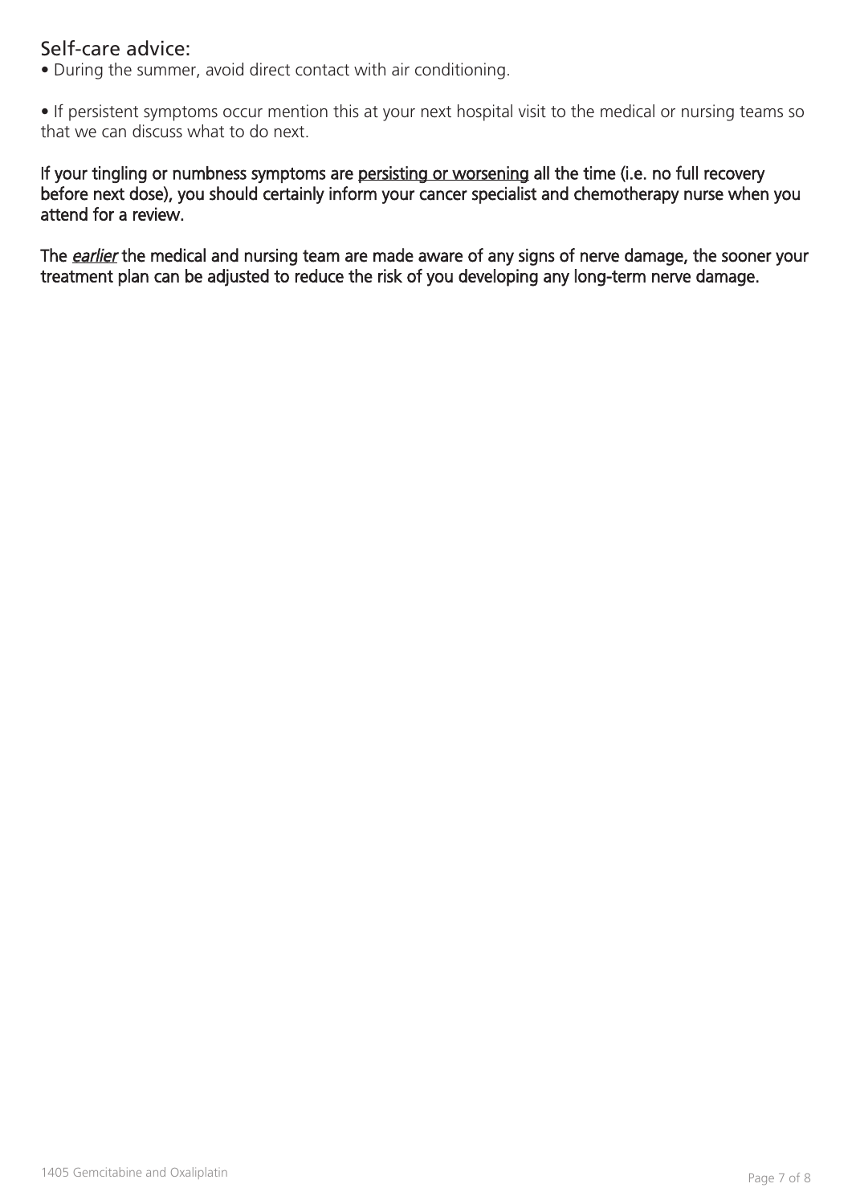## Self-care advice:

- During the summer, avoid direct contact with air conditioning.

- If persistent symptoms occur mention this at your next hospital visit to the medical or nursing teams so that we can discuss what to do next.

**If your tingling or numbness symptoms are persisting or worsening all the time (i.e. no full recovery before next dose), you should certainly inform your cancer specialist and chemotherapy nurse when you attend for a review.**

**The *earlier* the medical and nursing team are made aware of any signs of nerve damage, the sooner your treatment plan can be adjusted to reduce the risk of you developing any long-term nerve damage.**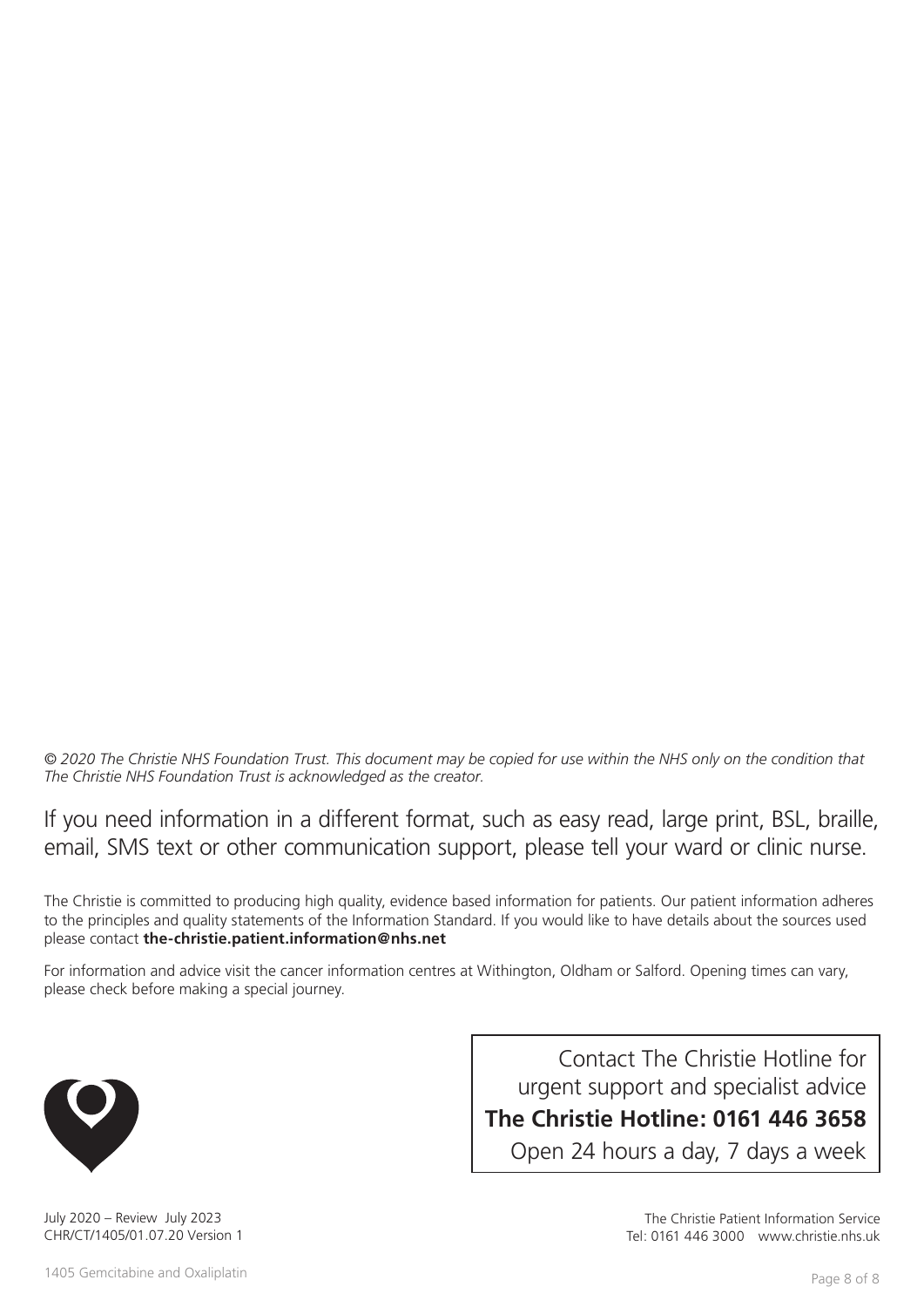*© 2020 The Christie NHS Foundation Trust. This document may be copied for use within the NHS only on the condition that The Christie NHS Foundation Trust is acknowledged as the creator.*

If you need information in a different format, such as easy read, large print, BSL, braille, email, SMS text or other communication support, please tell your ward or clinic nurse.

The Christie is committed to producing high quality, evidence based information for patients. Our patient information adheres to the principles and quality statements of the Information Standard. If you would like to have details about the sources used please contact **the-christie.patient.information@nhs.net**

For information and advice visit the cancer information centres at Withington, Oldham or Salford. Opening times can vary, please check before making a special journey.

Contact The Christie Hotline for urgent support and specialist advice

**The Christie Hotline: 0161 446 3658**

Open 24 hours a day, 7 days a week

July 2020 – Review July 2023
CHR/CT/1405/01.07.20 Version 1

The Christie Patient Information Service
Tel: 0161 446 3000 www.christie.nhs.uk

1405 Gemcitabine and Oxaliplatin